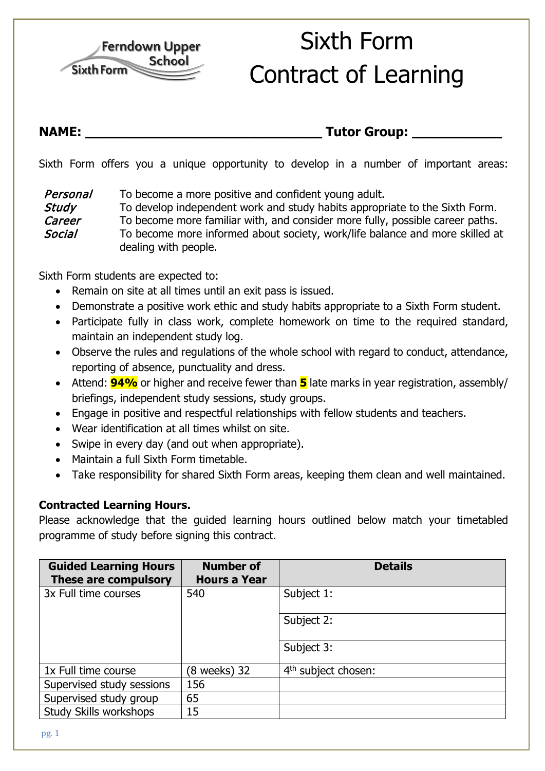Ferndown Upper School Sixth Form

# Sixth Form Contract of Learning

**NAME: ________________________________ Tutor Group: ____________**

Sixth Form offers you a unique opportunity to develop in a number of important areas:

| | |
|---|---|
| *Personal* | To become a more positive and confident young adult. |
| *Study* | To develop independent work and study habits appropriate to the Sixth Form. |
| *Career* | To become more familiar with, and consider more fully, possible career paths. |
| *Social* | To become more informed about society, work/life balance and more skilled at dealing with people. |

Sixth Form students are expected to:

- Remain on site at all times until an exit pass is issued.
- Demonstrate a positive work ethic and study habits appropriate to a Sixth Form student.
- Participate fully in class work, complete homework on time to the required standard, maintain an independent study log.
- Observe the rules and regulations of the whole school with regard to conduct, attendance, reporting of absence, punctuality and dress.
- Attend: **94%** or higher and receive fewer than **5** late marks in year registration, assembly/ briefings, independent study sessions, study groups.
- Engage in positive and respectful relationships with fellow students and teachers.
- Wear identification at all times whilst on site.
- Swipe in every day (and out when appropriate).
- Maintain a full Sixth Form timetable.
- Take responsibility for shared Sixth Form areas, keeping them clean and well maintained.

**Contracted Learning Hours.**

Please acknowledge that the guided learning hours outlined below match your timetabled programme of study before signing this contract.

| Guided Learning Hours These are compulsory | Number of Hours a Year | Details |
|---|---|---|
| 3x Full time courses | 540 | Subject 1: |
| | | Subject 2: |
| | | Subject 3: |
| 1x Full time course | (8 weeks) 32 | 4th subject chosen: |
| Supervised study sessions | 156 | |
| Supervised study group | 65 | |
| Study Skills workshops | 15 | |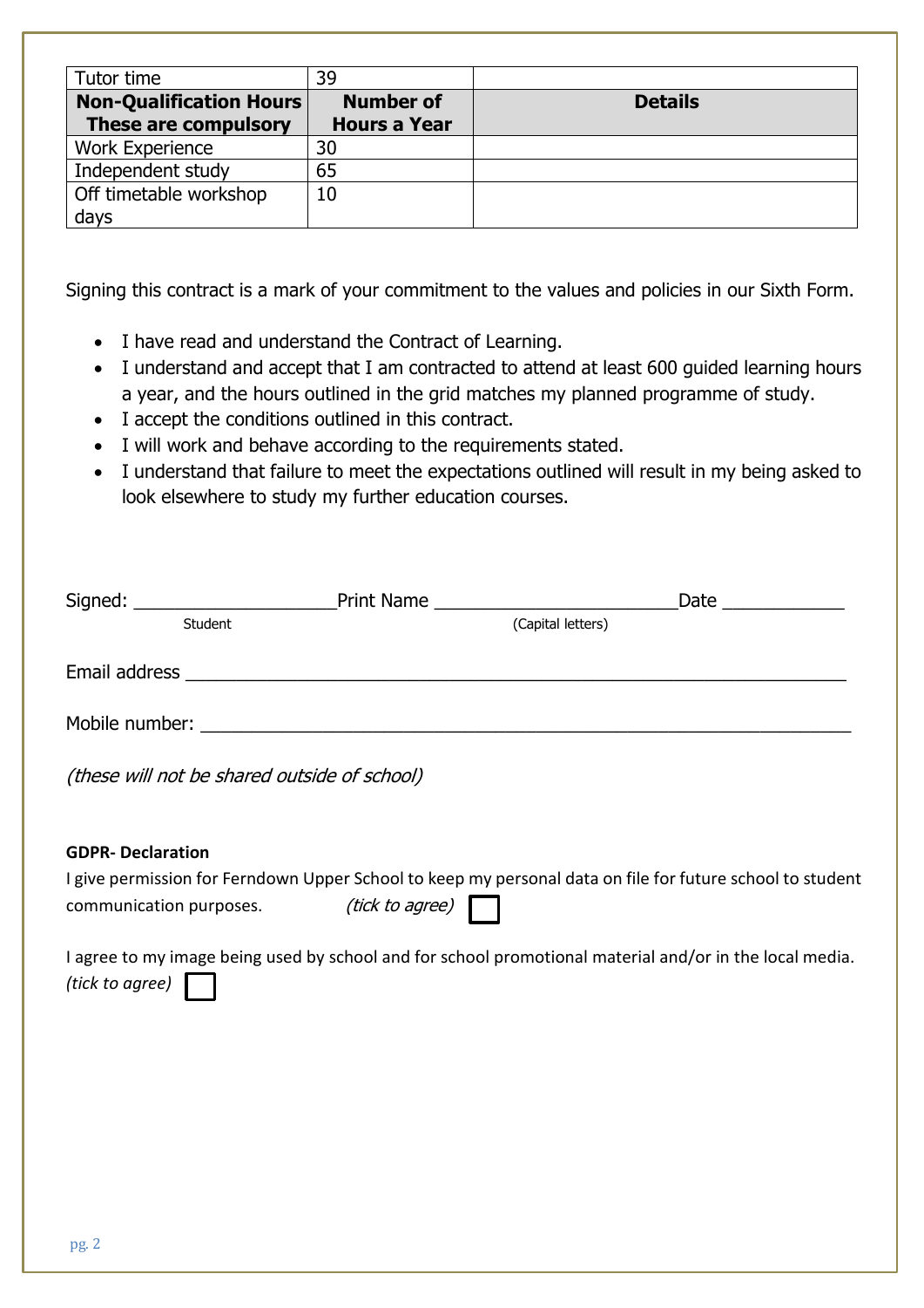| | | |
|---|---|---|
| Tutor time | 39 | |
| **Non-Qualification Hours These are compulsory** | **Number of Hours a Year** | **Details** |
| Work Experience | 30 | |
| Independent study | 65 | |
| Off timetable workshop days | 10 | |

Signing this contract is a mark of your commitment to the values and policies in our Sixth Form.

- I have read and understand the Contract of Learning.
- I understand and accept that I am contracted to attend at least 600 guided learning hours a year, and the hours outlined in the grid matches my planned programme of study.
- I accept the conditions outlined in this contract.
- I will work and behave according to the requirements stated.
- I understand that failure to meet the expectations outlined will result in my being asked to look elsewhere to study my further education courses.

Signed: ____________________ Print Name ________________________ Date ____________
Student (Capital letters)

Email address ________________________________________________________________

Mobile number: _______________________________________________________________

*(these will not be shared outside of school)*

**GDPR- Declaration**

I give permission for Ferndown Upper School to keep my personal data on file for future school to student communication purposes. *(tick to agree)* ☐

I agree to my image being used by school and for school promotional material and/or in the local media. *(tick to agree)* ☐